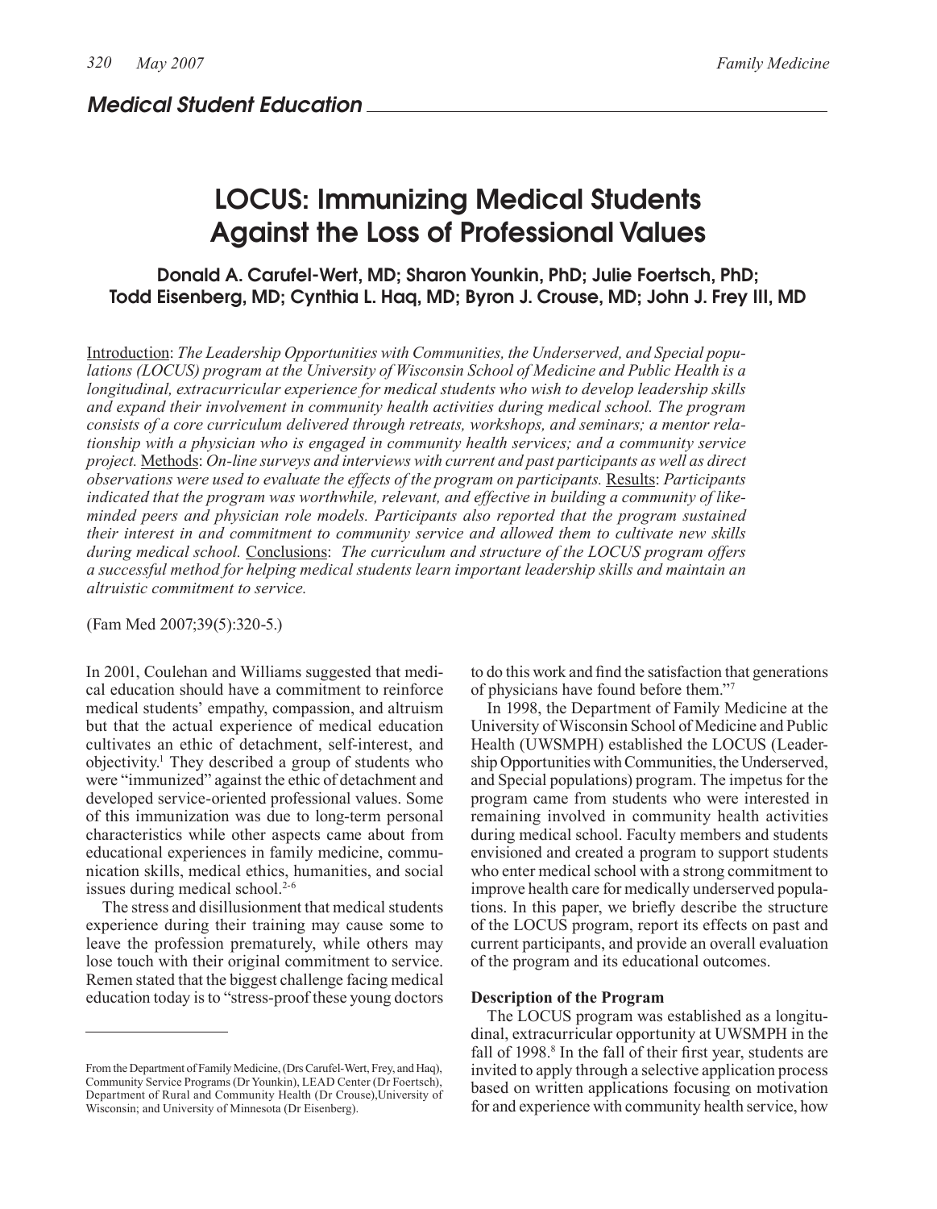## Medical Student Education

# LOCUS: Immunizing Medical Students Against the Loss of Professional Values

**Donald A. Carufel-Wert, MD; Sharon Younkin, PhD; Julie Foertsch, PhD; Todd Eisenberg, MD; Cynthia L. Haq, MD; Byron J. Crouse, MD; John J. Frey III, MD**

Introduction: *The Leadership Opportunities with Communities, the Underserved, and Special populations (LOCUS) program at the University of Wisconsin School of Medicine and Public Health is a longitudinal, extracurricular experience for medical students who wish to develop leadership skills and expand their involvement in community health activities during medical school. The program consists of a core curriculum delivered through retreats, workshops, and seminars; a mentor relationship with a physician who is engaged in community health services; and a community service project.* Methods: *On-line surveys and interviews with current and past participants as well as direct observations were used to evaluate the effects of the program on participants.* Results: *Participants indicated that the program was worthwhile, relevant, and effective in building a community of like-minded peers and physician role models. Participants also reported that the program sustained their interest in and commitment to community service and allowed them to cultivate new skills during medical school.* Conclusions: *The curriculum and structure of the LOCUS program offers a successful method for helping medical students learn important leadership skills and maintain an altruistic commitment to service.*

(Fam Med 2007;39(5):320-5.)

In 2001, Coulehan and Williams suggested that medical education should have a commitment to reinforce medical students' empathy, compassion, and altruism but that the actual experience of medical education cultivates an ethic of detachment, self-interest, and objectivity.[1] They described a group of students who were "immunized" against the ethic of detachment and developed service-oriented professional values. Some of this immunization was due to long-term personal characteristics while other aspects came about from educational experiences in family medicine, communication skills, medical ethics, humanities, and social issues during medical school.[2-6]

The stress and disillusionment that medical students experience during their training may cause some to leave the profession prematurely, while others may lose touch with their original commitment to service. Remen stated that the biggest challenge facing medical education today is to "stress-proof these young doctors to do this work and find the satisfaction that generations of physicians have found before them."[7]

In 1998, the Department of Family Medicine at the University of Wisconsin School of Medicine and Public Health (UWSMPH) established the LOCUS (Leadership Opportunities with Communities, the Underserved, and Special populations) program. The impetus for the program came from students who were interested in remaining involved in community health activities during medical school. Faculty members and students envisioned and created a program to support students who enter medical school with a strong commitment to improve health care for medically underserved populations. In this paper, we briefly describe the structure of the LOCUS program, report its effects on past and current participants, and provide an overall evaluation of the program and its educational outcomes.

### Description of the Program

The LOCUS program was established as a longitudinal, extracurricular opportunity at UWSMPH in the fall of 1998.[8] In the fall of their first year, students are invited to apply through a selective application process based on written applications focusing on motivation for and experience with community health service, how

---

From the Department of Family Medicine, (Drs Carufel-Wert, Frey, and Haq), Community Service Programs (Dr Younkin), LEAD Center (Dr Foertsch), Department of Rural and Community Health (Dr Crouse),University of Wisconsin; and University of Minnesota (Dr Eisenberg).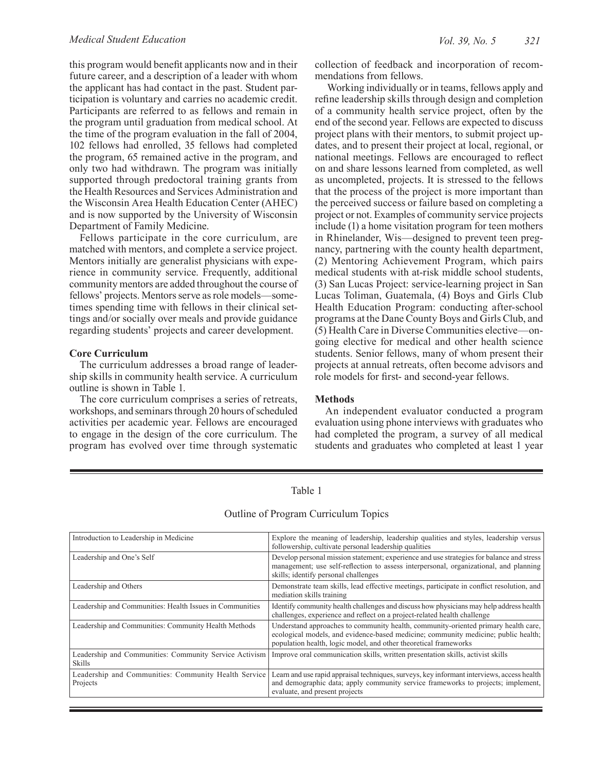this program would benefit applicants now and in their future career, and a description of a leader with whom the applicant has had contact in the past. Student participation is voluntary and carries no academic credit. Participants are referred to as fellows and remain in the program until graduation from medical school. At the time of the program evaluation in the fall of 2004, 102 fellows had enrolled, 35 fellows had completed the program, 65 remained active in the program, and only two had withdrawn. The program was initially supported through predoctoral training grants from the Health Resources and Services Administration and the Wisconsin Area Health Education Center (AHEC) and is now supported by the University of Wisconsin Department of Family Medicine.

Fellows participate in the core curriculum, are matched with mentors, and complete a service project. Mentors initially are generalist physicians with experience in community service. Frequently, additional community mentors are added throughout the course of fellows' projects. Mentors serve as role models—sometimes spending time with fellows in their clinical settings and/or socially over meals and provide guidance regarding students' projects and career development.

### Core Curriculum

The curriculum addresses a broad range of leadership skills in community health service. A curriculum outline is shown in Table 1.

The core curriculum comprises a series of retreats, workshops, and seminars through 20 hours of scheduled activities per academic year. Fellows are encouraged to engage in the design of the core curriculum. The program has evolved over time through systematic collection of feedback and incorporation of recommendations from fellows.

Working individually or in teams, fellows apply and refine leadership skills through design and completion of a community health service project, often by the end of the second year. Fellows are expected to discuss project plans with their mentors, to submit project updates, and to present their project at local, regional, or national meetings. Fellows are encouraged to reflect on and share lessons learned from completed, as well as uncompleted, projects. It is stressed to the fellows that the process of the project is more important than the perceived success or failure based on completing a project or not. Examples of community service projects include (1) a home visitation program for teen mothers in Rhinelander, Wis—designed to prevent teen pregnancy, partnering with the county health department, (2) Mentoring Achievement Program, which pairs medical students with at-risk middle school students, (3) San Lucas Project: service-learning project in San Lucas Toliman, Guatemala, (4) Boys and Girls Club Health Education Program: conducting after-school programs at the Dane County Boys and Girls Club, and (5) Health Care in Diverse Communities elective—ongoing elective for medical and other health science students. Senior fellows, many of whom present their projects at annual retreats, often become advisors and role models for first- and second-year fellows.

### Methods

An independent evaluator conducted a program evaluation using phone interviews with graduates who had completed the program, a survey of all medical students and graduates who completed at least 1 year

Table 1

Outline of Program Curriculum Topics

| Topic | Description |
|---|---|
| Introduction to Leadership in Medicine | Explore the meaning of leadership, leadership qualities and styles, leadership versus followership, cultivate personal leadership qualities |
| Leadership and One's Self | Develop personal mission statement; experience and use strategies for balance and stress management; use self-reflection to assess interpersonal, organizational, and planning skills; identify personal challenges |
| Leadership and Others | Demonstrate team skills, lead effective meetings, participate in conflict resolution, and mediation skills training |
| Leadership and Communities: Health Issues in Communities | Identify community health challenges and discuss how physicians may help address health challenges, experience and reflect on a project-related health challenge |
| Leadership and Communities: Community Health Methods | Understand approaches to community health, community-oriented primary health care, ecological models, and evidence-based medicine; community medicine; public health; population health, logic model, and other theoretical frameworks |
| Leadership and Communities: Community Service Activism Skills | Improve oral communication skills, written presentation skills, activist skills |
| Leadership and Communities: Community Health Service Projects | Learn and use rapid appraisal techniques, surveys, key informant interviews, access health and demographic data; apply community service frameworks to projects; implement, evaluate, and present projects |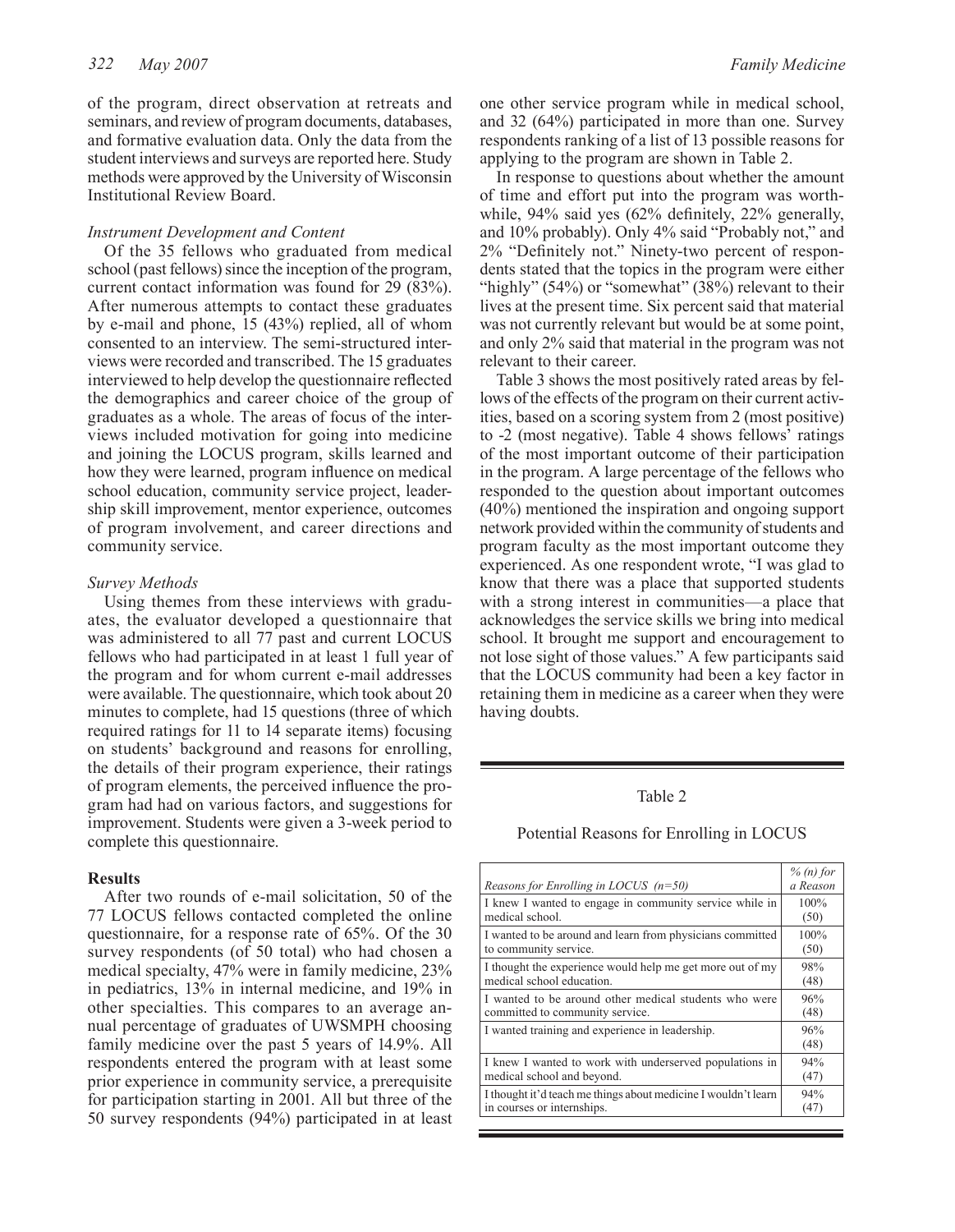of the program, direct observation at retreats and seminars, and review of program documents, databases, and formative evaluation data. Only the data from the student interviews and surveys are reported here. Study methods were approved by the University of Wisconsin Institutional Review Board.

### *Instrument Development and Content*

Of the 35 fellows who graduated from medical school (past fellows) since the inception of the program, current contact information was found for 29 (83%). After numerous attempts to contact these graduates by e-mail and phone, 15 (43%) replied, all of whom consented to an interview. The semi-structured interviews were recorded and transcribed. The 15 graduates interviewed to help develop the questionnaire reflected the demographics and career choice of the group of graduates as a whole. The areas of focus of the interviews included motivation for going into medicine and joining the LOCUS program, skills learned and how they were learned, program influence on medical school education, community service project, leadership skill improvement, mentor experience, outcomes of program involvement, and career directions and community service.

### *Survey Methods*

Using themes from these interviews with graduates, the evaluator developed a questionnaire that was administered to all 77 past and current LOCUS fellows who had participated in at least 1 full year of the program and for whom current e-mail addresses were available. The questionnaire, which took about 20 minutes to complete, had 15 questions (three of which required ratings for 11 to 14 separate items) focusing on students' background and reasons for enrolling, the details of their program experience, their ratings of program elements, the perceived influence the program had had on various factors, and suggestions for improvement. Students were given a 3-week period to complete this questionnaire.

## **Results**

After two rounds of e-mail solicitation, 50 of the 77 LOCUS fellows contacted completed the online questionnaire, for a response rate of 65%. Of the 30 survey respondents (of 50 total) who had chosen a medical specialty, 47% were in family medicine, 23% in pediatrics, 13% in internal medicine, and 19% in other specialties. This compares to an average annual percentage of graduates of UWSMPH choosing family medicine over the past 5 years of 14.9%. All respondents entered the program with at least some prior experience in community service, a prerequisite for participation starting in 2001. All but three of the 50 survey respondents (94%) participated in at least one other service program while in medical school, and 32 (64%) participated in more than one. Survey respondents ranking of a list of 13 possible reasons for applying to the program are shown in Table 2.

In response to questions about whether the amount of time and effort put into the program was worthwhile, 94% said yes (62% definitely, 22% generally, and 10% probably). Only 4% said "Probably not," and 2% "Definitely not." Ninety-two percent of respondents stated that the topics in the program were either "highly" (54%) or "somewhat" (38%) relevant to their lives at the present time. Six percent said that material was not currently relevant but would be at some point, and only 2% said that material in the program was not relevant to their career.

Table 3 shows the most positively rated areas by fellows of the effects of the program on their current activities, based on a scoring system from 2 (most positive) to -2 (most negative). Table 4 shows fellows' ratings of the most important outcome of their participation in the program. A large percentage of the fellows who responded to the question about important outcomes (40%) mentioned the inspiration and ongoing support network provided within the community of students and program faculty as the most important outcome they experienced. As one respondent wrote, "I was glad to know that there was a place that supported students with a strong interest in communities—a place that acknowledges the service skills we bring into medical school. It brought me support and encouragement to not lose sight of those values." A few participants said that the LOCUS community had been a key factor in retaining them in medicine as a career when they were having doubts.

Table 2

Potential Reasons for Enrolling in LOCUS

| *Reasons for Enrolling in LOCUS (n=50)* | *% (n) for a Reason* |
|---|---|
| I knew I wanted to engage in community service while in medical school. | 100% (50) |
| I wanted to be around and learn from physicians committed to community service. | 100% (50) |
| I thought the experience would help me get more out of my medical school education. | 98% (48) |
| I wanted to be around other medical students who were committed to community service. | 96% (48) |
| I wanted training and experience in leadership. | 96% (48) |
| I knew I wanted to work with underserved populations in medical school and beyond. | 94% (47) |
| I thought it'd teach me things about medicine I wouldn't learn in courses or internships. | 94% (47) |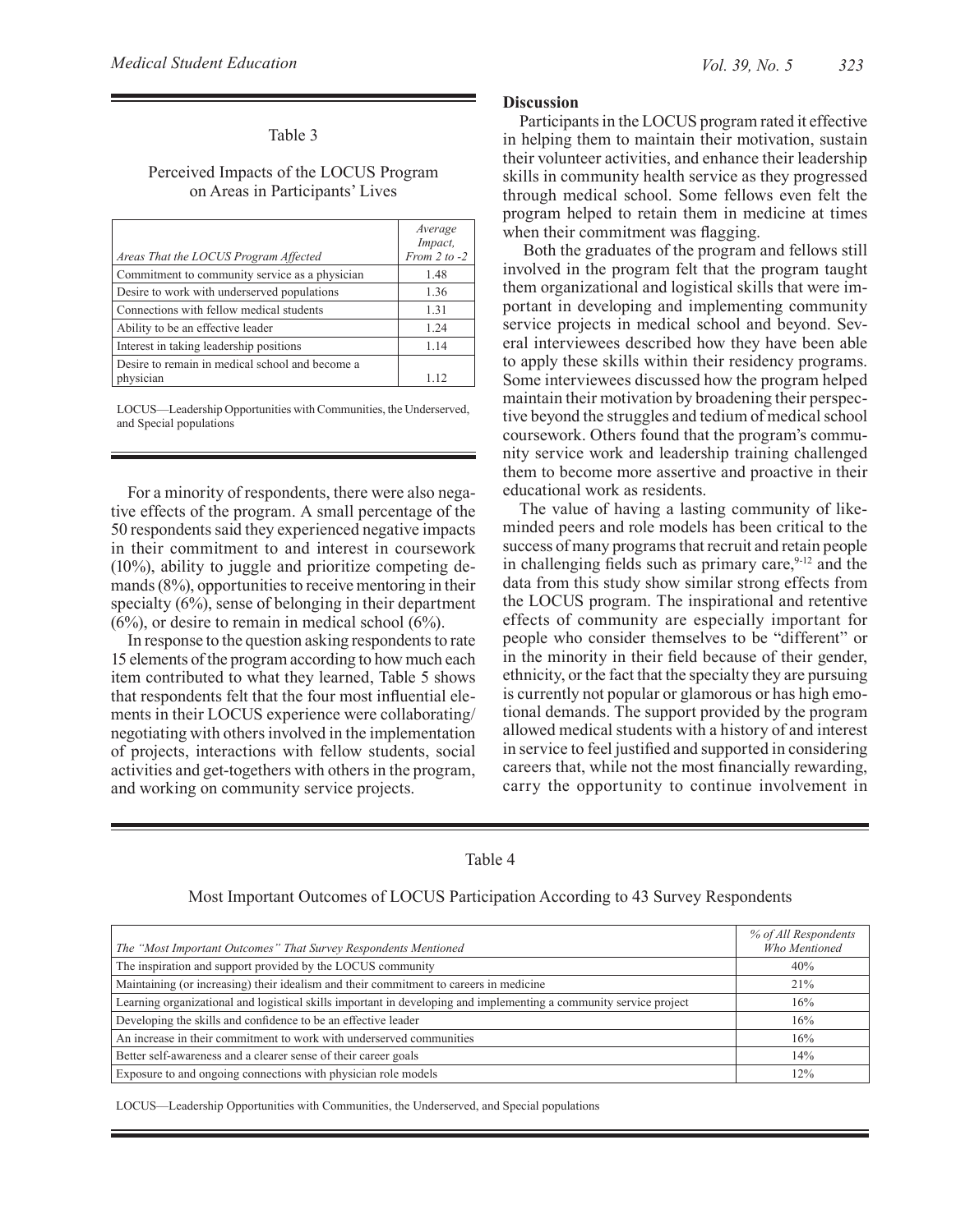Table 3

Perceived Impacts of the LOCUS Program on Areas in Participants' Lives

| *Areas That the LOCUS Program Affected* | *Average Impact, From 2 to -2* |
|---|---|
| Commitment to community service as a physician | 1.48 |
| Desire to work with underserved populations | 1.36 |
| Connections with fellow medical students | 1.31 |
| Ability to be an effective leader | 1.24 |
| Interest in taking leadership positions | 1.14 |
| Desire to remain in medical school and become a physician | 1.12 |

LOCUS—Leadership Opportunities with Communities, the Underserved, and Special populations

For a minority of respondents, there were also negative effects of the program. A small percentage of the 50 respondents said they experienced negative impacts in their commitment to and interest in coursework (10%), ability to juggle and prioritize competing demands (8%), opportunities to receive mentoring in their specialty (6%), sense of belonging in their department (6%), or desire to remain in medical school (6%).

In response to the question asking respondents to rate 15 elements of the program according to how much each item contributed to what they learned, Table 5 shows that respondents felt that the four most influential elements in their LOCUS experience were collaborating/negotiating with others involved in the implementation of projects, interactions with fellow students, social activities and get-togethers with others in the program, and working on community service projects.

**Discussion**

Participants in the LOCUS program rated it effective in helping them to maintain their motivation, sustain their volunteer activities, and enhance their leadership skills in community health service as they progressed through medical school. Some fellows even felt the program helped to retain them in medicine at times when their commitment was flagging.

Both the graduates of the program and fellows still involved in the program felt that the program taught them organizational and logistical skills that were important in developing and implementing community service projects in medical school and beyond. Several interviewees described how they have been able to apply these skills within their residency programs. Some interviewees discussed how the program helped maintain their motivation by broadening their perspective beyond the struggles and tedium of medical school coursework. Others found that the program's community service work and leadership training challenged them to become more assertive and proactive in their educational work as residents.

The value of having a lasting community of like-minded peers and role models has been critical to the success of many programs that recruit and retain people in challenging fields such as primary care,[9-12] and the data from this study show similar strong effects from the LOCUS program. The inspirational and retentive effects of community are especially important for people who consider themselves to be "different" or in the minority in their field because of their gender, ethnicity, or the fact that the specialty they are pursuing is currently not popular or glamorous or has high emotional demands. The support provided by the program allowed medical students with a history of and interest in service to feel justified and supported in considering careers that, while not the most financially rewarding, carry the opportunity to continue involvement in

Table 4

Most Important Outcomes of LOCUS Participation According to 43 Survey Respondents

| *The "Most Important Outcomes" That Survey Respondents Mentioned* | *% of All Respondents Who Mentioned* |
|---|---|
| The inspiration and support provided by the LOCUS community | 40% |
| Maintaining (or increasing) their idealism and their commitment to careers in medicine | 21% |
| Learning organizational and logistical skills important in developing and implementing a community service project | 16% |
| Developing the skills and confidence to be an effective leader | 16% |
| An increase in their commitment to work with underserved communities | 16% |
| Better self-awareness and a clearer sense of their career goals | 14% |
| Exposure to and ongoing connections with physician role models | 12% |

LOCUS—Leadership Opportunities with Communities, the Underserved, and Special populations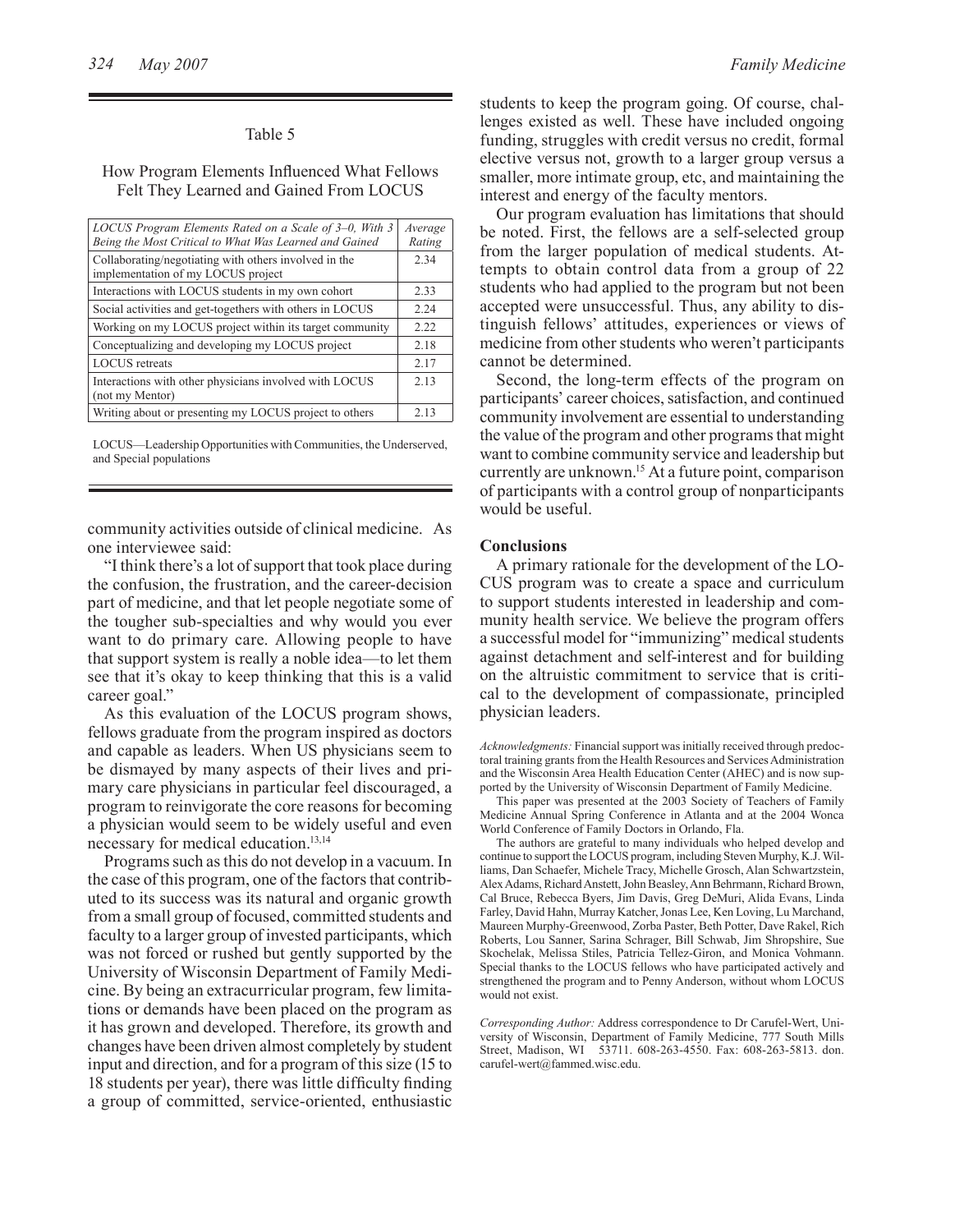Table 5

How Program Elements Influenced What Fellows Felt They Learned and Gained From LOCUS

| *LOCUS Program Elements Rated on a Scale of 3–0, With 3 Being the Most Critical to What Was Learned and Gained* | *Average Rating* |
|---|---|
| Collaborating/negotiating with others involved in the implementation of my LOCUS project | 2.34 |
| Interactions with LOCUS students in my own cohort | 2.33 |
| Social activities and get-togethers with others in LOCUS | 2.24 |
| Working on my LOCUS project within its target community | 2.22 |
| Conceptualizing and developing my LOCUS project | 2.18 |
| LOCUS retreats | 2.17 |
| Interactions with other physicians involved with LOCUS (not my Mentor) | 2.13 |
| Writing about or presenting my LOCUS project to others | 2.13 |

LOCUS—Leadership Opportunities with Communities, the Underserved, and Special populations

community activities outside of clinical medicine. As one interviewee said:

"I think there's a lot of support that took place during the confusion, the frustration, and the career-decision part of medicine, and that let people negotiate some of the tougher sub-specialties and why would you ever want to do primary care. Allowing people to have that support system is really a noble idea—to let them see that it's okay to keep thinking that this is a valid career goal."

As this evaluation of the LOCUS program shows, fellows graduate from the program inspired as doctors and capable as leaders. When US physicians seem to be dismayed by many aspects of their lives and primary care physicians in particular feel discouraged, a program to reinvigorate the core reasons for becoming a physician would seem to be widely useful and even necessary for medical education.[13,14]

Programs such as this do not develop in a vacuum. In the case of this program, one of the factors that contributed to its success was its natural and organic growth from a small group of focused, committed students and faculty to a larger group of invested participants, which was not forced or rushed but gently supported by the University of Wisconsin Department of Family Medicine. By being an extracurricular program, few limitations or demands have been placed on the program as it has grown and developed. Therefore, its growth and changes have been driven almost completely by student input and direction, and for a program of this size (15 to 18 students per year), there was little difficulty finding a group of committed, service-oriented, enthusiastic students to keep the program going. Of course, challenges existed as well. These have included ongoing funding, struggles with credit versus no credit, formal elective versus not, growth to a larger group versus a smaller, more intimate group, etc, and maintaining the interest and energy of the faculty mentors.

Our program evaluation has limitations that should be noted. First, the fellows are a self-selected group from the larger population of medical students. Attempts to obtain control data from a group of 22 students who had applied to the program but not been accepted were unsuccessful. Thus, any ability to distinguish fellows' attitudes, experiences or views of medicine from other students who weren't participants cannot be determined.

Second, the long-term effects of the program on participants' career choices, satisfaction, and continued community involvement are essential to understanding the value of the program and other programs that might want to combine community service and leadership but currently are unknown.[15] At a future point, comparison of participants with a control group of nonparticipants would be useful.

## Conclusions

A primary rationale for the development of the LOCUS program was to create a space and curriculum to support students interested in leadership and community health service. We believe the program offers a successful model for "immunizing" medical students against detachment and self-interest and for building on the altruistic commitment to service that is critical to the development of compassionate, principled physician leaders.

*Acknowledgments:* Financial support was initially received through predoctoral training grants from the Health Resources and Services Administration and the Wisconsin Area Health Education Center (AHEC) and is now supported by the University of Wisconsin Department of Family Medicine.

This paper was presented at the 2003 Society of Teachers of Family Medicine Annual Spring Conference in Atlanta and at the 2004 Wonca World Conference of Family Doctors in Orlando, Fla.

The authors are grateful to many individuals who helped develop and continue to support the LOCUS program, including Steven Murphy, K.J. Williams, Dan Schaefer, Michele Tracy, Michelle Grosch, Alan Schwartzstein, Alex Adams, Richard Anstett, John Beasley, Ann Behrmann, Richard Brown, Cal Bruce, Rebecca Byers, Jim Davis, Greg DeMuri, Alida Evans, Linda Farley, David Hahn, Murray Katcher, Jonas Lee, Ken Loving, Lu Marchand, Maureen Murphy-Greenwood, Zorba Paster, Beth Potter, Dave Rakel, Rich Roberts, Lou Sanner, Sarina Schrager, Bill Schwab, Jim Shropshire, Sue Skochelak, Melissa Stiles, Patricia Tellez-Giron, and Monica Vohmann. Special thanks to the LOCUS fellows who have participated actively and strengthened the program and to Penny Anderson, without whom LOCUS would not exist.

*Corresponding Author:* Address correspondence to Dr Carufel-Wert, University of Wisconsin, Department of Family Medicine, 777 South Mills Street, Madison, WI 53711. 608-263-4550. Fax: 608-263-5813. don.carufel-wert@fammed.wisc.edu.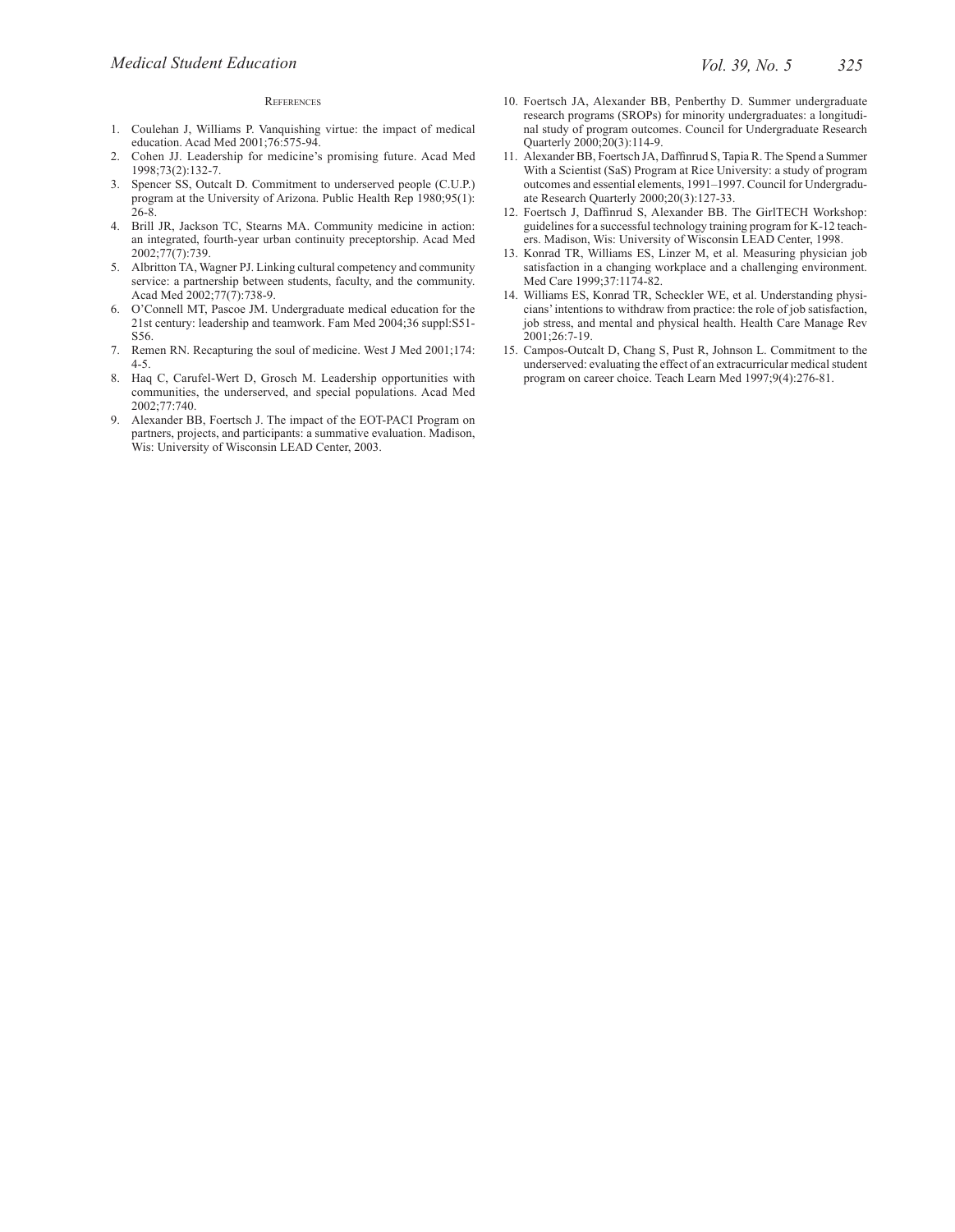## References

1. Coulehan J, Williams P. Vanquishing virtue: the impact of medical education. Acad Med 2001;76:575-94.
2. Cohen JJ. Leadership for medicine's promising future. Acad Med 1998;73(2):132-7.
3. Spencer SS, Outcalt D. Commitment to underserved people (C.U.P.) program at the University of Arizona. Public Health Rep 1980;95(1): 26-8.
4. Brill JR, Jackson TC, Stearns MA. Community medicine in action: an integrated, fourth-year urban continuity preceptorship. Acad Med 2002;77(7):739.
5. Albritton TA, Wagner PJ. Linking cultural competency and community service: a partnership between students, faculty, and the community. Acad Med 2002;77(7):738-9.
6. O'Connell MT, Pascoe JM. Undergraduate medical education for the 21st century: leadership and teamwork. Fam Med 2004;36 suppl:S51-S56.
7. Remen RN. Recapturing the soul of medicine. West J Med 2001;174: 4-5.
8. Haq C, Carufel-Wert D, Grosch M. Leadership opportunities with communities, the underserved, and special populations. Acad Med 2002;77:740.
9. Alexander BB, Foertsch J. The impact of the EOT-PACI Program on partners, projects, and participants: a summative evaluation. Madison, Wis: University of Wisconsin LEAD Center, 2003.
10. Foertsch JA, Alexander BB, Penberthy D. Summer undergraduate research programs (SROPs) for minority undergraduates: a longitudinal study of program outcomes. Council for Undergraduate Research Quarterly 2000;20(3):114-9.
11. Alexander BB, Foertsch JA, Daffinrud S, Tapia R. The Spend a Summer With a Scientist (SaS) Program at Rice University: a study of program outcomes and essential elements, 1991–1997. Council for Undergraduate Research Quarterly 2000;20(3):127-33.
12. Foertsch J, Daffinrud S, Alexander BB. The GirlTECH Workshop: guidelines for a successful technology training program for K-12 teachers. Madison, Wis: University of Wisconsin LEAD Center, 1998.
13. Konrad TR, Williams ES, Linzer M, et al. Measuring physician job satisfaction in a changing workplace and a challenging environment. Med Care 1999;37:1174-82.
14. Williams ES, Konrad TR, Scheckler WE, et al. Understanding physicians' intentions to withdraw from practice: the role of job satisfaction, job stress, and mental and physical health. Health Care Manage Rev 2001;26:7-19.
15. Campos-Outcalt D, Chang S, Pust R, Johnson L. Commitment to the underserved: evaluating the effect of an extracurricular medical student program on career choice. Teach Learn Med 1997;9(4):276-81.